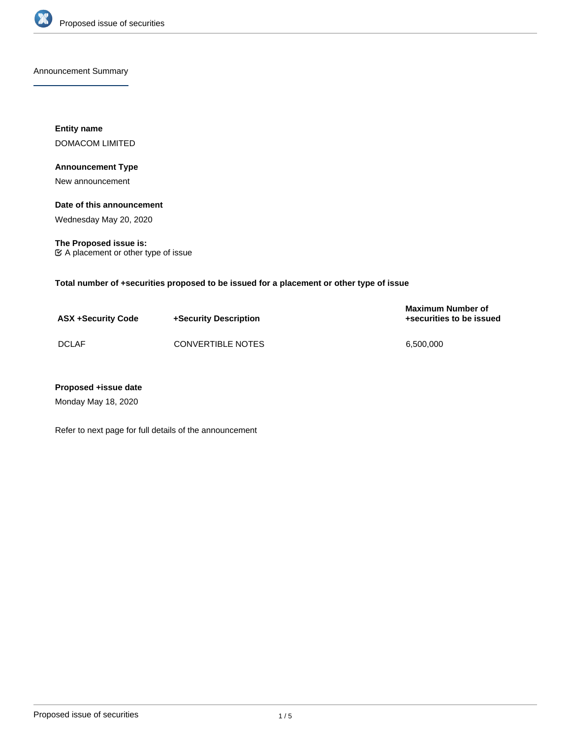Announcement Summary

**Entity name**

DOMACOM LIMITED

**Announcement Type**

New announcement

**Date of this announcement**

Wednesday May 20, 2020

**The Proposed issue is:**

☑ A placement or other type of issue

**Total number of +securities proposed to be issued for a placement or other type of issue**

| ASX +Security Code | +Security Description | Maximum Number of +securities to be issued |
|---|---|---|
| DCLAF | CONVERTIBLE NOTES | 6,500,000 |

**Proposed +issue date**

Monday May 18, 2020

Refer to next page for full details of the announcement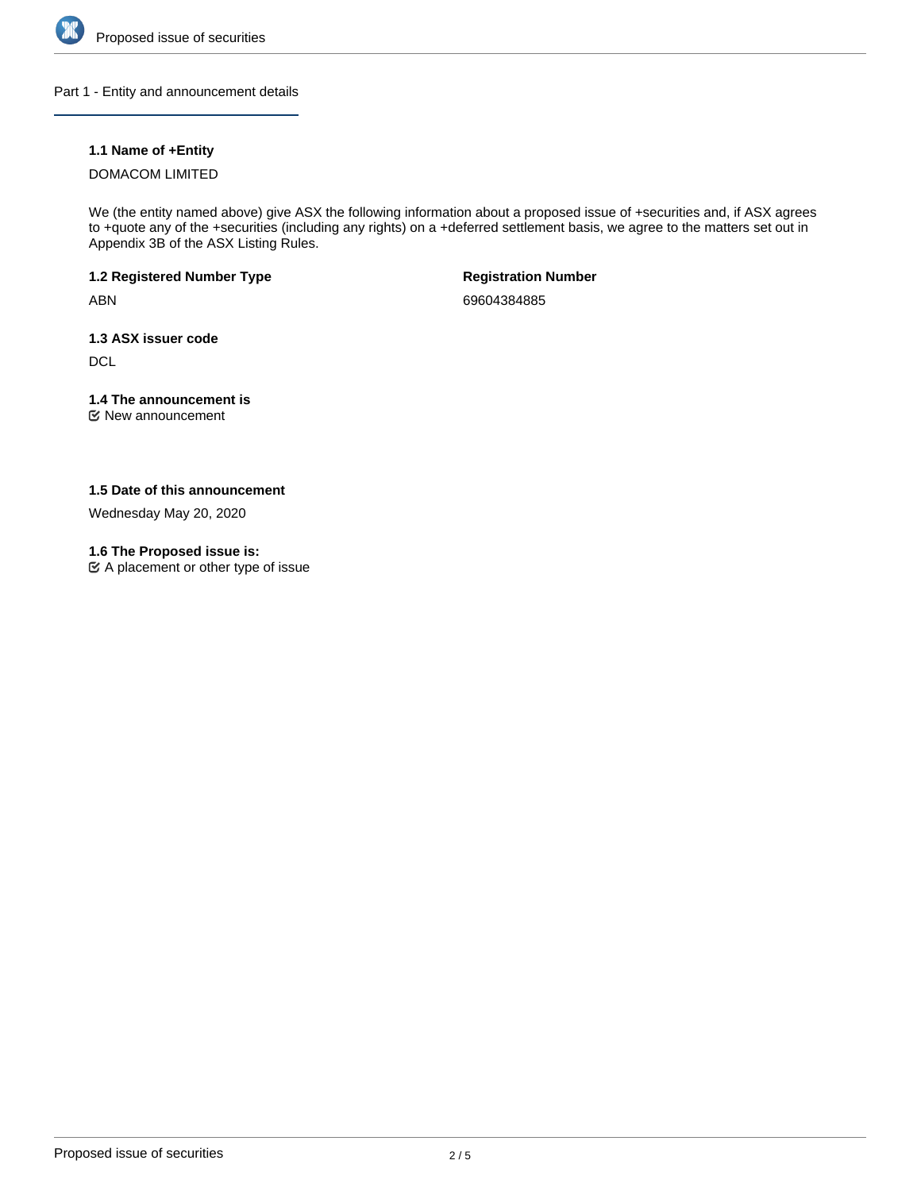## Part 1 - Entity and announcement details

### 1.1 Name of +Entity

DOMACOM LIMITED

We (the entity named above) give ASX the following information about a proposed issue of +securities and, if ASX agrees to +quote any of the +securities (including any rights) on a +deferred settlement basis, we agree to the matters set out in Appendix 3B of the ASX Listing Rules.

**1.2 Registered Number Type**

ABN

**Registration Number**

69604384885

### 1.3 ASX issuer code

DCL

### 1.4 The announcement is

☑ New announcement

### 1.5 Date of this announcement

Wednesday May 20, 2020

### 1.6 The Proposed issue is:

☑ A placement or other type of issue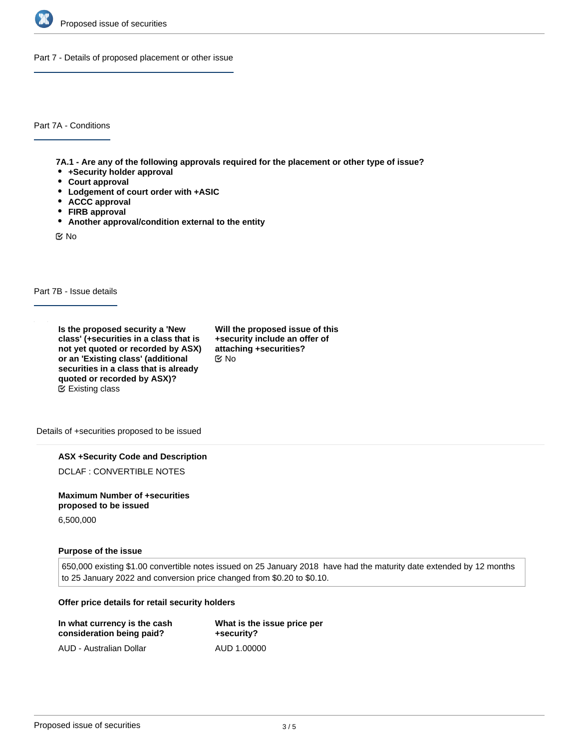## Part 7 - Details of proposed placement or other issue

### Part 7A - Conditions

**7A.1 - Are any of the following approvals required for the placement or other type of issue?**

- **+Security holder approval**
- **Court approval**
- **Lodgement of court order with +ASIC**
- **ACCC approval**
- **FIRB approval**
- **Another approval/condition external to the entity**

No

### Part 7B - Issue details

**Is the proposed security a 'New class' (+securities in a class that is not yet quoted or recorded by ASX) or an 'Existing class' (additional securities in a class that is already quoted or recorded by ASX)?**
Existing class

**Will the proposed issue of this +security include an offer of attaching +securities?**
No

#### Details of +securities proposed to be issued

**ASX +Security Code and Description**

DCLAF : CONVERTIBLE NOTES

**Maximum Number of +securities proposed to be issued**

6,500,000

**Purpose of the issue**

650,000 existing $1.00 convertible notes issued on 25 January 2018 have had the maturity date extended by 12 months to 25 January 2022 and conversion price changed from $0.20 to $0.10.

**Offer price details for retail security holders**

| In what currency is the cash consideration being paid? | What is the issue price per +security? |
|---|---|
| AUD - Australian Dollar | AUD 1.00000 |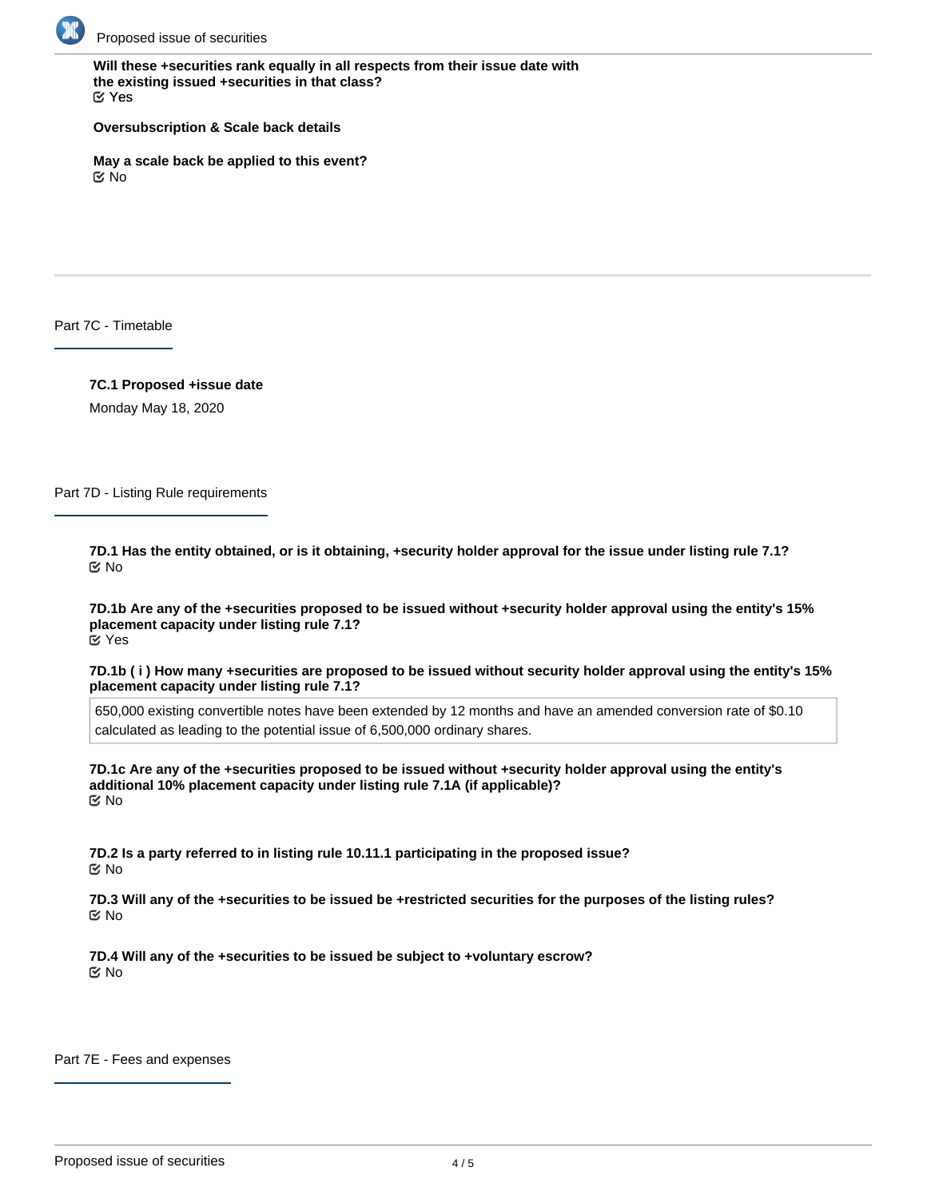**Will these +securities rank equally in all respects from their issue date with the existing issued +securities in that class?**
☑ Yes

**Oversubscription & Scale back details**

**May a scale back be applied to this event?**
☑ No

## Part 7C - Timetable

**7C.1 Proposed +issue date**

Monday May 18, 2020

## Part 7D - Listing Rule requirements

**7D.1 Has the entity obtained, or is it obtaining, +security holder approval for the issue under listing rule 7.1?**
☑ No

**7D.1b Are any of the +securities proposed to be issued without +security holder approval using the entity's 15% placement capacity under listing rule 7.1?**
☑ Yes

**7D.1b ( i ) How many +securities are proposed to be issued without security holder approval using the entity's 15% placement capacity under listing rule 7.1?**

650,000 existing convertible notes have been extended by 12 months and have an amended conversion rate of $0.10 calculated as leading to the potential issue of 6,500,000 ordinary shares.

**7D.1c Are any of the +securities proposed to be issued without +security holder approval using the entity's additional 10% placement capacity under listing rule 7.1A (if applicable)?**
☑ No

**7D.2 Is a party referred to in listing rule 10.11.1 participating in the proposed issue?**
☑ No

**7D.3 Will any of the +securities to be issued be +restricted securities for the purposes of the listing rules?**
☑ No

**7D.4 Will any of the +securities to be issued be subject to +voluntary escrow?**
☑ No

## Part 7E - Fees and expenses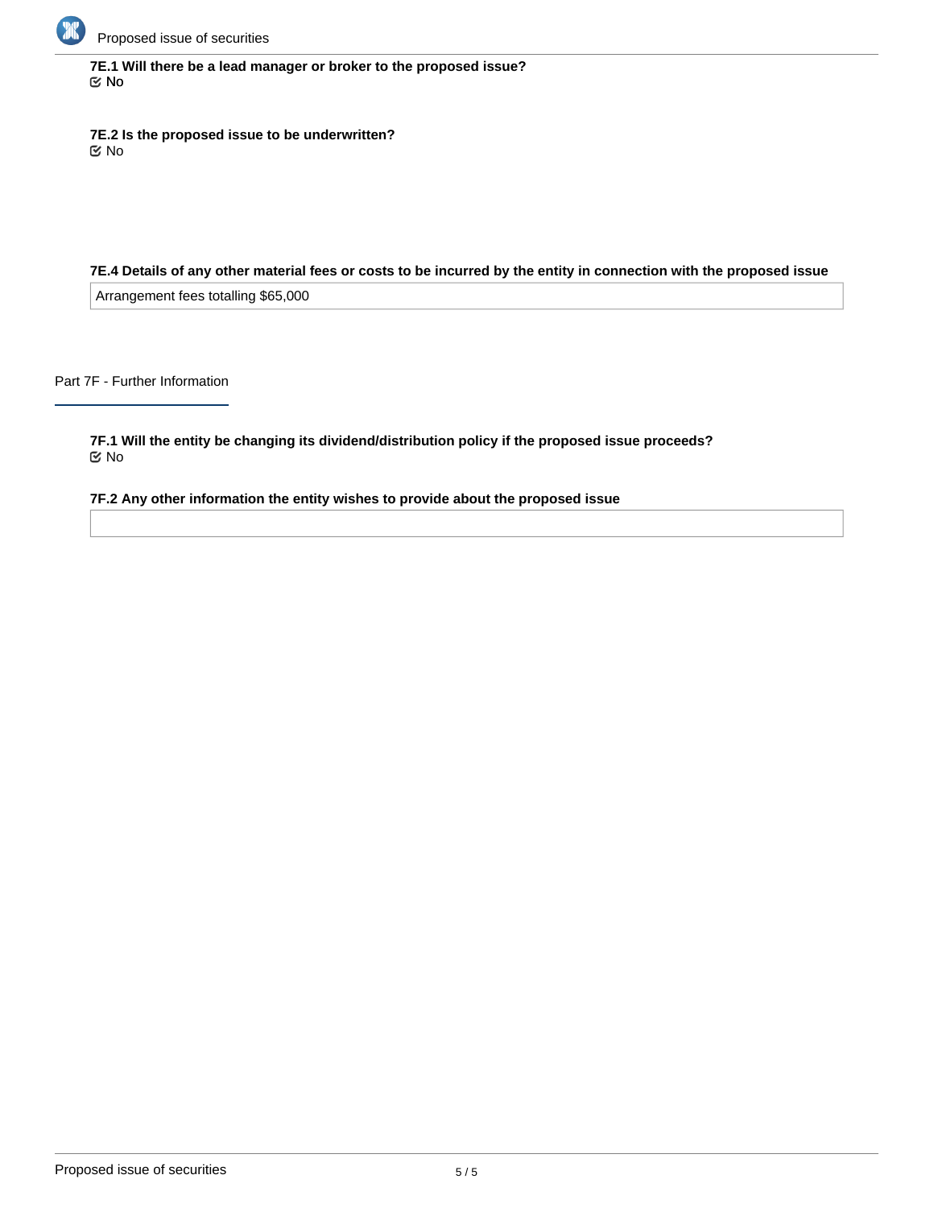**7E.1 Will there be a lead manager or broker to the proposed issue?**
☑ No

**7E.2 Is the proposed issue to be underwritten?**
☑ No

**7E.4 Details of any other material fees or costs to be incurred by the entity in connection with the proposed issue**

Arrangement fees totalling $65,000

## Part 7F - Further Information

**7F.1 Will the entity be changing its dividend/distribution policy if the proposed issue proceeds?**
☑ No

**7F.2 Any other information the entity wishes to provide about the proposed issue**